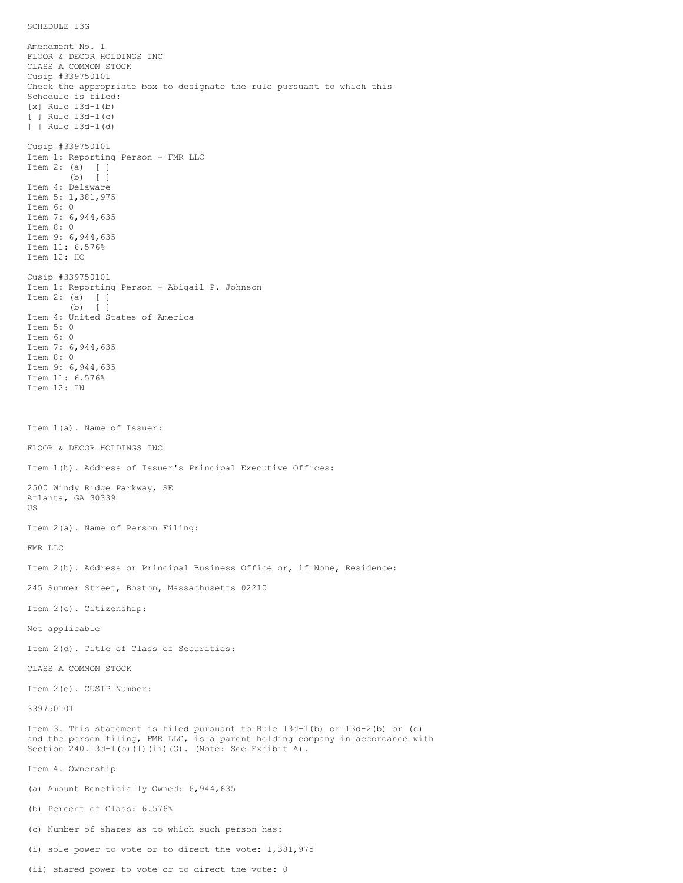SCHEDULE 13G

Amendment No. 1
FLOOR & DECOR HOLDINGS INC
CLASS A COMMON STOCK
Cusip #339750101
Check the appropriate box to designate the rule pursuant to which this
Schedule is filed:
[x] Rule 13d-1(b)
[ ] Rule 13d-1(c)
[ ] Rule 13d-1(d)

Cusip #339750101
Item 1: Reporting Person - FMR LLC
Item 2: (a) [ ]
(b) [ ]
Item 4: Delaware
Item 5: 1,381,975
Item 6: 0
Item 7: 6,944,635
Item 8: 0
Item 9: 6,944,635
Item 11: 6.576%
Item 12: HC

Cusip #339750101
Item 1: Reporting Person - Abigail P. Johnson
Item 2: (a) [ ]
(b) [ ]
Item 4: United States of America
Item 5: 0
Item 6: 0
Item 7: 6,944,635
Item 8: 0
Item 9: 6,944,635
Item 11: 6.576%
Item 12: IN

Item 1(a). Name of Issuer:

FLOOR & DECOR HOLDINGS INC

Item 1(b). Address of Issuer's Principal Executive Offices:

2500 Windy Ridge Parkway, SE
Atlanta, GA 30339
US

Item 2(a). Name of Person Filing:

FMR LLC

Item 2(b). Address or Principal Business Office or, if None, Residence:

245 Summer Street, Boston, Massachusetts 02210

Item 2(c). Citizenship:

Not applicable

Item 2(d). Title of Class of Securities:

CLASS A COMMON STOCK

Item 2(e). CUSIP Number:

339750101

Item 3. This statement is filed pursuant to Rule 13d-1(b) or 13d-2(b) or (c) and the person filing, FMR LLC, is a parent holding company in accordance with Section 240.13d-1(b)(1)(ii)(G). (Note: See Exhibit A).

Item 4. Ownership

(a) Amount Beneficially Owned: 6,944,635

(b) Percent of Class: 6.576%

(c) Number of shares as to which such person has:

(i) sole power to vote or to direct the vote: 1,381,975

(ii) shared power to vote or to direct the vote: 0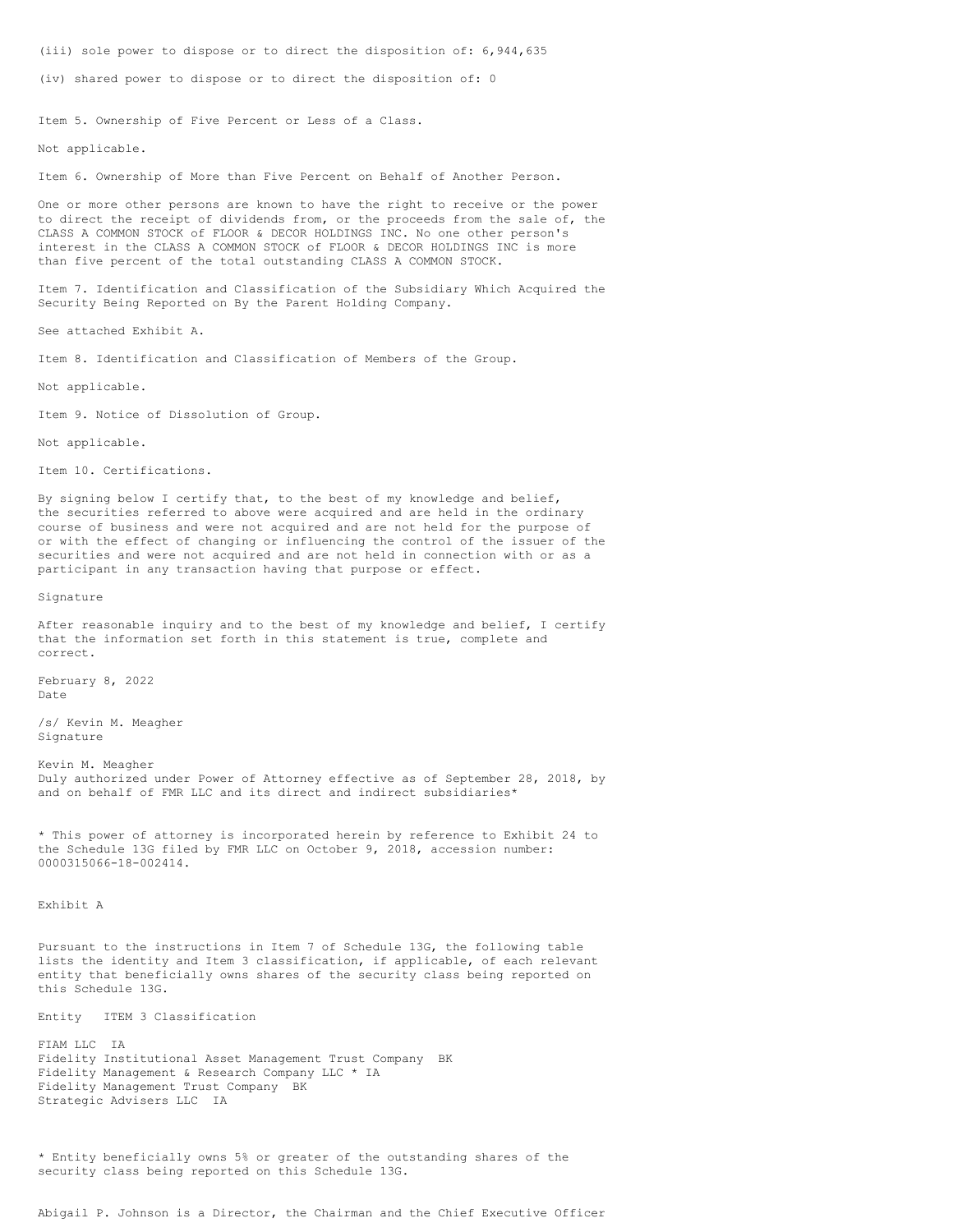(iii) sole power to dispose or to direct the disposition of: 6,944,635

(iv) shared power to dispose or to direct the disposition of: 0

Item 5. Ownership of Five Percent or Less of a Class.

Not applicable.

Item 6. Ownership of More than Five Percent on Behalf of Another Person.

One or more other persons are known to have the right to receive or the power to direct the receipt of dividends from, or the proceeds from the sale of, the CLASS A COMMON STOCK of FLOOR & DECOR HOLDINGS INC. No one other person's interest in the CLASS A COMMON STOCK of FLOOR & DECOR HOLDINGS INC is more than five percent of the total outstanding CLASS A COMMON STOCK.

Item 7. Identification and Classification of the Subsidiary Which Acquired the Security Being Reported on By the Parent Holding Company.

See attached Exhibit A.

Item 8. Identification and Classification of Members of the Group.

Not applicable.

Item 9. Notice of Dissolution of Group.

Not applicable.

Item 10. Certifications.

By signing below I certify that, to the best of my knowledge and belief, the securities referred to above were acquired and are held in the ordinary course of business and were not acquired and are not held for the purpose of or with the effect of changing or influencing the control of the issuer of the securities and were not acquired and are not held in connection with or as a participant in any transaction having that purpose or effect.

Signature

After reasonable inquiry and to the best of my knowledge and belief, I certify that the information set forth in this statement is true, complete and correct.

February 8, 2022
Date

/s/ Kevin M. Meagher
Signature

Kevin M. Meagher
Duly authorized under Power of Attorney effective as of September 28, 2018, by and on behalf of FMR LLC and its direct and indirect subsidiaries*

* This power of attorney is incorporated herein by reference to Exhibit 24 to the Schedule 13G filed by FMR LLC on October 9, 2018, accession number: 0000315066-18-002414.

Exhibit A

Pursuant to the instructions in Item 7 of Schedule 13G, the following table lists the identity and Item 3 classification, if applicable, of each relevant entity that beneficially owns shares of the security class being reported on this Schedule 13G.

| Entity | ITEM 3 Classification |
|---|---|
| FIAM LLC | IA |
| Fidelity Institutional Asset Management Trust Company | BK |
| Fidelity Management & Research Company LLC * | IA |
| Fidelity Management Trust Company | BK |
| Strategic Advisers LLC | IA |

* Entity beneficially owns 5% or greater of the outstanding shares of the security class being reported on this Schedule 13G.

Abigail P. Johnson is a Director, the Chairman and the Chief Executive Officer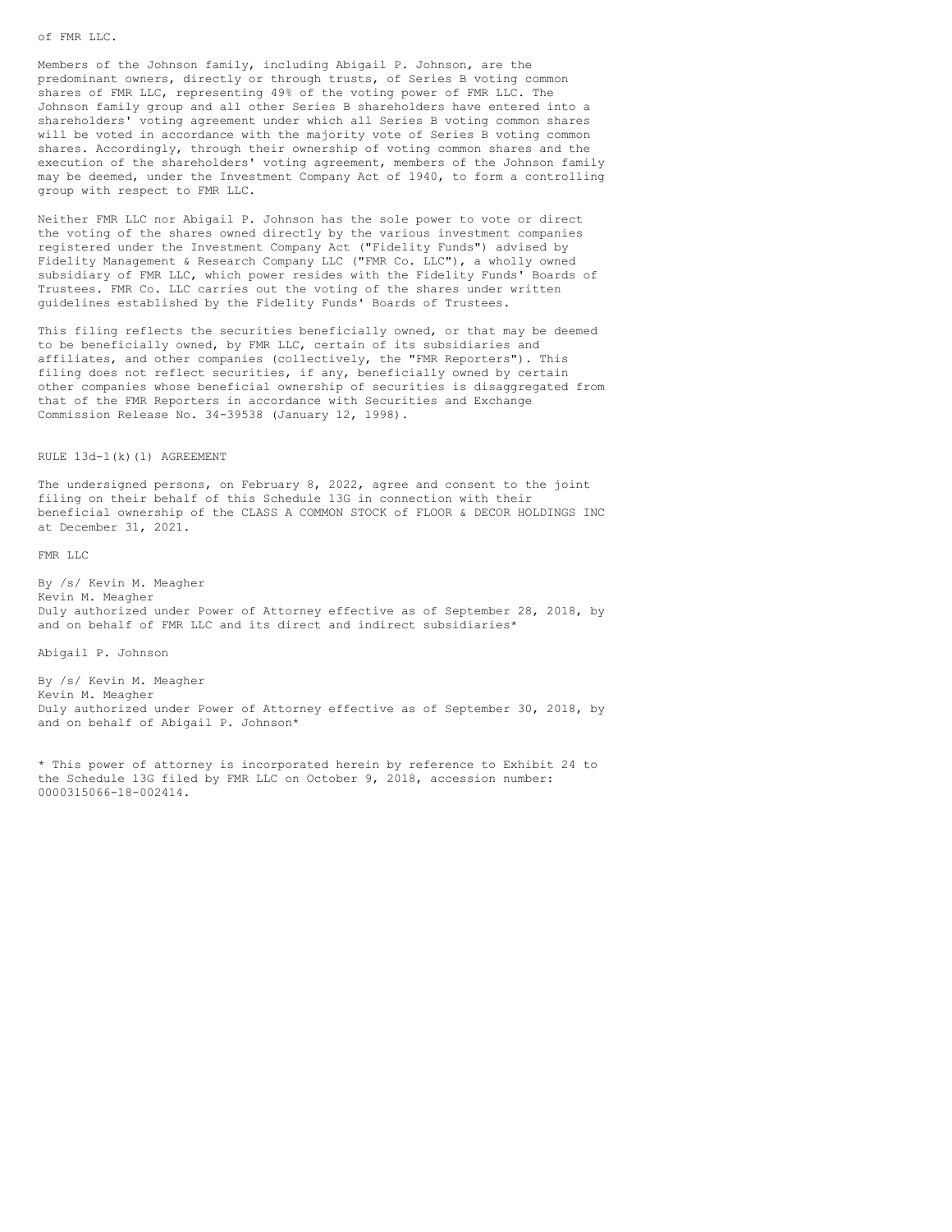of FMR LLC.

Members of the Johnson family, including Abigail P. Johnson, are the predominant owners, directly or through trusts, of Series B voting common shares of FMR LLC, representing 49% of the voting power of FMR LLC. The Johnson family group and all other Series B shareholders have entered into a shareholders' voting agreement under which all Series B voting common shares will be voted in accordance with the majority vote of Series B voting common shares. Accordingly, through their ownership of voting common shares and the execution of the shareholders' voting agreement, members of the Johnson family may be deemed, under the Investment Company Act of 1940, to form a controlling group with respect to FMR LLC.

Neither FMR LLC nor Abigail P. Johnson has the sole power to vote or direct the voting of the shares owned directly by the various investment companies registered under the Investment Company Act ("Fidelity Funds") advised by Fidelity Management & Research Company LLC ("FMR Co. LLC"), a wholly owned subsidiary of FMR LLC, which power resides with the Fidelity Funds' Boards of Trustees. FMR Co. LLC carries out the voting of the shares under written guidelines established by the Fidelity Funds' Boards of Trustees.

This filing reflects the securities beneficially owned, or that may be deemed to be beneficially owned, by FMR LLC, certain of its subsidiaries and affiliates, and other companies (collectively, the "FMR Reporters"). This filing does not reflect securities, if any, beneficially owned by certain other companies whose beneficial ownership of securities is disaggregated from that of the FMR Reporters in accordance with Securities and Exchange Commission Release No. 34-39538 (January 12, 1998).

RULE 13d-1(k)(1) AGREEMENT

The undersigned persons, on February 8, 2022, agree and consent to the joint filing on their behalf of this Schedule 13G in connection with their beneficial ownership of the CLASS A COMMON STOCK of FLOOR & DECOR HOLDINGS INC at December 31, 2021.

FMR LLC

By /s/ Kevin M. Meagher
Kevin M. Meagher
Duly authorized under Power of Attorney effective as of September 28, 2018, by and on behalf of FMR LLC and its direct and indirect subsidiaries*

Abigail P. Johnson

By /s/ Kevin M. Meagher
Kevin M. Meagher
Duly authorized under Power of Attorney effective as of September 30, 2018, by and on behalf of Abigail P. Johnson*

* This power of attorney is incorporated herein by reference to Exhibit 24 to the Schedule 13G filed by FMR LLC on October 9, 2018, accession number: 0000315066-18-002414.